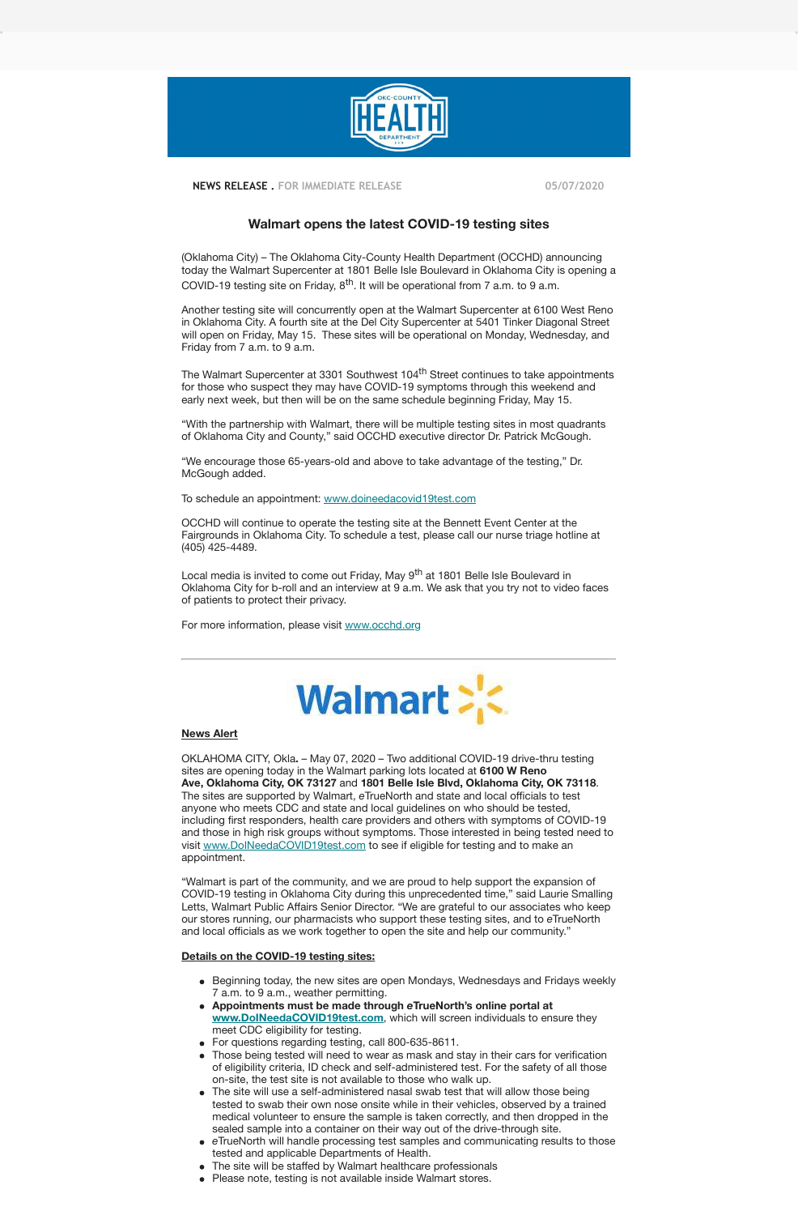OKC-COUNTY HEALTH DEPARTMENT

**NEWS RELEASE . FOR IMMEDIATE RELEASE** 05/07/2020

## Walmart opens the latest COVID-19 testing sites

(Oklahoma City) – The Oklahoma City-County Health Department (OCCHD) announcing today the Walmart Supercenter at 1801 Belle Isle Boulevard in Oklahoma City is opening a COVID-19 testing site on Friday, 8th. It will be operational from 7 a.m. to 9 a.m.

Another testing site will concurrently open at the Walmart Supercenter at 6100 West Reno in Oklahoma City. A fourth site at the Del City Supercenter at 5401 Tinker Diagonal Street will open on Friday, May 15. These sites will be operational on Monday, Wednesday, and Friday from 7 a.m. to 9 a.m.

The Walmart Supercenter at 3301 Southwest 104th Street continues to take appointments for those who suspect they may have COVID-19 symptoms through this weekend and early next week, but then will be on the same schedule beginning Friday, May 15.

"With the partnership with Walmart, there will be multiple testing sites in most quadrants of Oklahoma City and County," said OCCHD executive director Dr. Patrick McGough.

"We encourage those 65-years-old and above to take advantage of the testing," Dr. McGough added.

To schedule an appointment: [www.doineedacovid19test.com](www.doineedacovid19test.com)

OCCHD will continue to operate the testing site at the Bennett Event Center at the Fairgrounds in Oklahoma City. To schedule a test, please call our nurse triage hotline at (405) 425-4489.

Local media is invited to come out Friday, May 9th at 1801 Belle Isle Boulevard in Oklahoma City for b-roll and an interview at 9 a.m. We ask that you try not to video faces of patients to protect their privacy.

For more information, please visit [www.occhd.org](www.occhd.org)

---

Walmart

**News Alert**

OKLAHOMA CITY, Okla**.** – May 07, 2020 – Two additional COVID-19 drive-thru testing sites are opening today in the Walmart parking lots located at **6100 W Reno Ave, Oklahoma City, OK 73127** and **1801 Belle Isle Blvd, Oklahoma City, OK 73118**. The sites are supported by Walmart, eTrueNorth and state and local officials to test anyone who meets CDC and state and local guidelines on who should be tested, including first responders, health care providers and others with symptoms of COVID-19 and those in high risk groups without symptoms. Those interested in being tested need to visit [www.DoINeedaCOVID19test.com](www.DoINeedaCOVID19test.com) to see if eligible for testing and to make an appointment.

"Walmart is part of the community, and we are proud to help support the expansion of COVID-19 testing in Oklahoma City during this unprecedented time," said Laurie Smalling Letts, Walmart Public Affairs Senior Director. "We are grateful to our associates who keep our stores running, our pharmacists who support these testing sites, and to eTrueNorth and local officials as we work together to open the site and help our community."

**Details on the COVID-19 testing sites:**

- Beginning today, the new sites are open Mondays, Wednesdays and Fridays weekly 7 a.m. to 9 a.m., weather permitting.
- **Appointments must be made through eTrueNorth's online portal at [www.DoINeedaCOVID19test.com](www.DoINeedaCOVID19test.com)**, which will screen individuals to ensure they meet CDC eligibility for testing.
- For questions regarding testing, call 800-635-8611.
- Those being tested will need to wear as mask and stay in their cars for verification of eligibility criteria, ID check and self-administered test. For the safety of all those on-site, the test site is not available to those who walk up.
- The site will use a self-administered nasal swab test that will allow those being tested to swab their own nose onsite while in their vehicles, observed by a trained medical volunteer to ensure the sample is taken correctly, and then dropped in the sealed sample into a container on their way out of the drive-through site.
- eTrueNorth will handle processing test samples and communicating results to those tested and applicable Departments of Health.
- The site will be staffed by Walmart healthcare professionals
- Please note, testing is not available inside Walmart stores.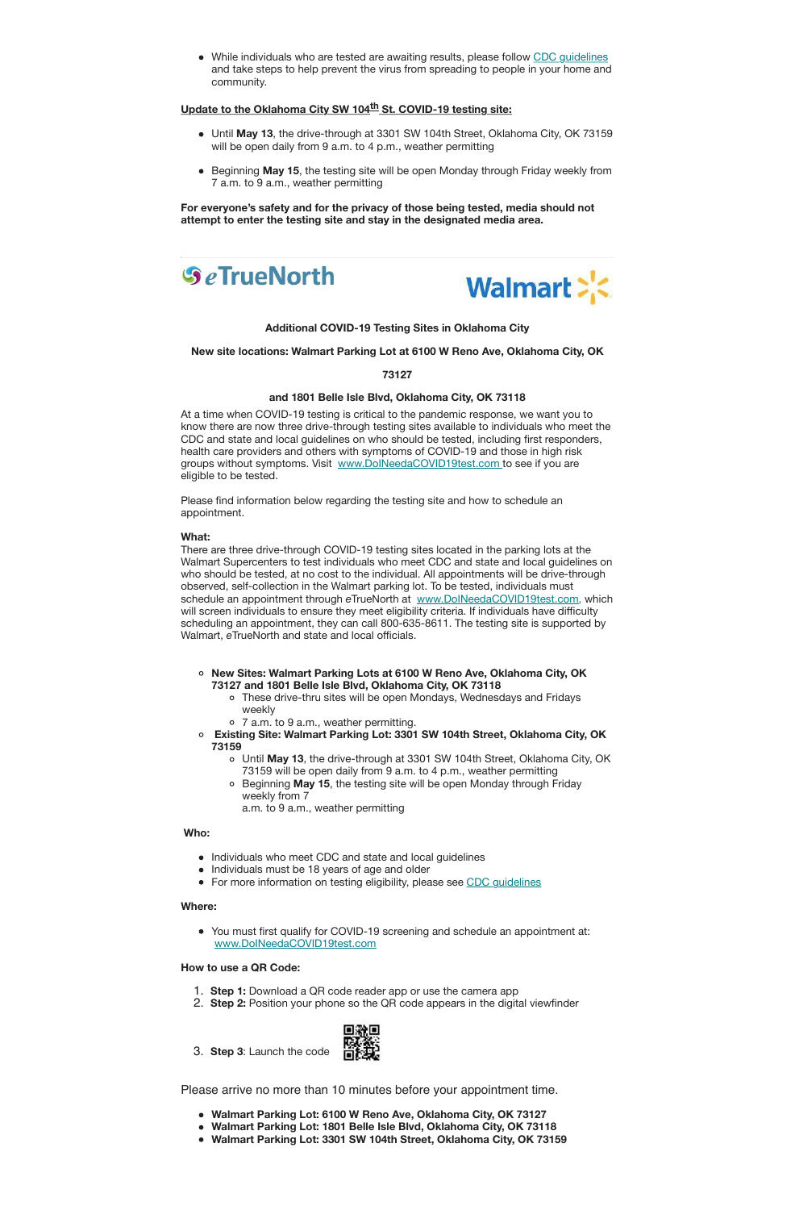- While individuals who are tested are awaiting results, please follow CDC guidelines and take steps to help prevent the virus from spreading to people in your home and community.

**Update to the Oklahoma City SW 104th St. COVID-19 testing site:**

- Until **May 13**, the drive-through at 3301 SW 104th Street, Oklahoma City, OK 73159 will be open daily from 9 a.m. to 4 p.m., weather permitting
- Beginning **May 15**, the testing site will be open Monday through Friday weekly from 7 a.m. to 9 a.m., weather permitting

**For everyone's safety and for the privacy of those being tested, media should not attempt to enter the testing site and stay in the designated media area.**

eTrueNorth Walmart

**Additional COVID-19 Testing Sites in Oklahoma City**

**New site locations: Walmart Parking Lot at 6100 W Reno Ave, Oklahoma City, OK 73127**

**and 1801 Belle Isle Blvd, Oklahoma City, OK 73118**

At a time when COVID-19 testing is critical to the pandemic response, we want you to know there are now three drive-through testing sites available to individuals who meet the CDC and state and local guidelines on who should be tested, including first responders, health care providers and others with symptoms of COVID-19 and those in high risk groups without symptoms. Visit www.DoINeedaCOVID19test.com to see if you are eligible to be tested.

Please find information below regarding the testing site and how to schedule an appointment.

**What:**
There are three drive-through COVID-19 testing sites located in the parking lots at the Walmart Supercenters to test individuals who meet CDC and state and local guidelines on who should be tested, at no cost to the individual. All appointments will be drive-through observed, self-collection in the Walmart parking lot. To be tested, individuals must schedule an appointment through eTrueNorth at www.DoINeedaCOVID19test.com, which will screen individuals to ensure they meet eligibility criteria. If individuals have difficulty scheduling an appointment, they can call 800-635-8611. The testing site is supported by Walmart, eTrueNorth and state and local officials.

- **New Sites: Walmart Parking Lots at 6100 W Reno Ave, Oklahoma City, OK 73127 and 1801 Belle Isle Blvd, Oklahoma City, OK 73118**
  - These drive-thru sites will be open Mondays, Wednesdays and Fridays weekly
  - 7 a.m. to 9 a.m., weather permitting.
- **Existing Site: Walmart Parking Lot: 3301 SW 104th Street, Oklahoma City, OK 73159**
  - Until **May 13**, the drive-through at 3301 SW 104th Street, Oklahoma City, OK 73159 will be open daily from 9 a.m. to 4 p.m., weather permitting
  - Beginning **May 15**, the testing site will be open Monday through Friday weekly from 7 a.m. to 9 a.m., weather permitting

**Who:**

- Individuals who meet CDC and state and local guidelines
- Individuals must be 18 years of age and older
- For more information on testing eligibility, please see CDC guidelines

**Where:**

- You must first qualify for COVID-19 screening and schedule an appointment at: www.DoINeedaCOVID19test.com

**How to use a QR Code:**

1. **Step 1:** Download a QR code reader app or use the camera app
2. **Step 2:** Position your phone so the QR code appears in the digital viewfinder
3. **Step 3**: Launch the code

Please arrive no more than 10 minutes before your appointment time.

- **Walmart Parking Lot: 6100 W Reno Ave, Oklahoma City, OK 73127**
- **Walmart Parking Lot: 1801 Belle Isle Blvd, Oklahoma City, OK 73118**
- **Walmart Parking Lot: 3301 SW 104th Street, Oklahoma City, OK 73159**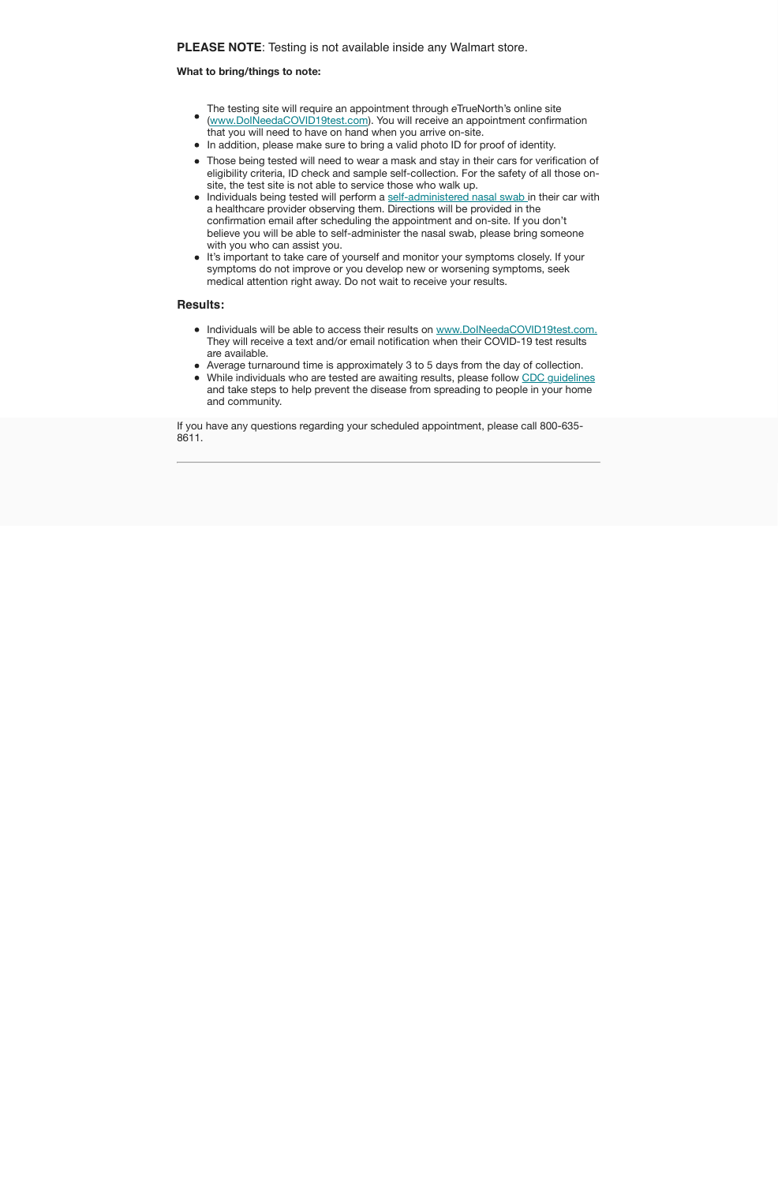**PLEASE NOTE**: Testing is not available inside any Walmart store.

**What to bring/things to note:**

- The testing site will require an appointment through *e*TrueNorth's online site ([www.DoINeedaCOVID19test.com](www.DoINeedaCOVID19test.com)). You will receive an appointment confirmation that you will need to have on hand when you arrive on-site.
- In addition, please make sure to bring a valid photo ID for proof of identity.
- Those being tested will need to wear a mask and stay in their cars for verification of eligibility criteria, ID check and sample self-collection. For the safety of all those on-site, the test site is not able to service those who walk up.
- Individuals being tested will perform a self-administered nasal swab in their car with a healthcare provider observing them. Directions will be provided in the confirmation email after scheduling the appointment and on-site. If you don't believe you will be able to self-administer the nasal swab, please bring someone with you who can assist you.
- It's important to take care of yourself and monitor your symptoms closely. If your symptoms do not improve or you develop new or worsening symptoms, seek medical attention right away. Do not wait to receive your results.

## Results:

- Individuals will be able to access their results on www.DoINeedaCOVID19test.com. They will receive a text and/or email notification when their COVID-19 test results are available.
- Average turnaround time is approximately 3 to 5 days from the day of collection.
- While individuals who are tested are awaiting results, please follow CDC guidelines and take steps to help prevent the disease from spreading to people in your home and community.

If you have any questions regarding your scheduled appointment, please call 800-635-8611.

---